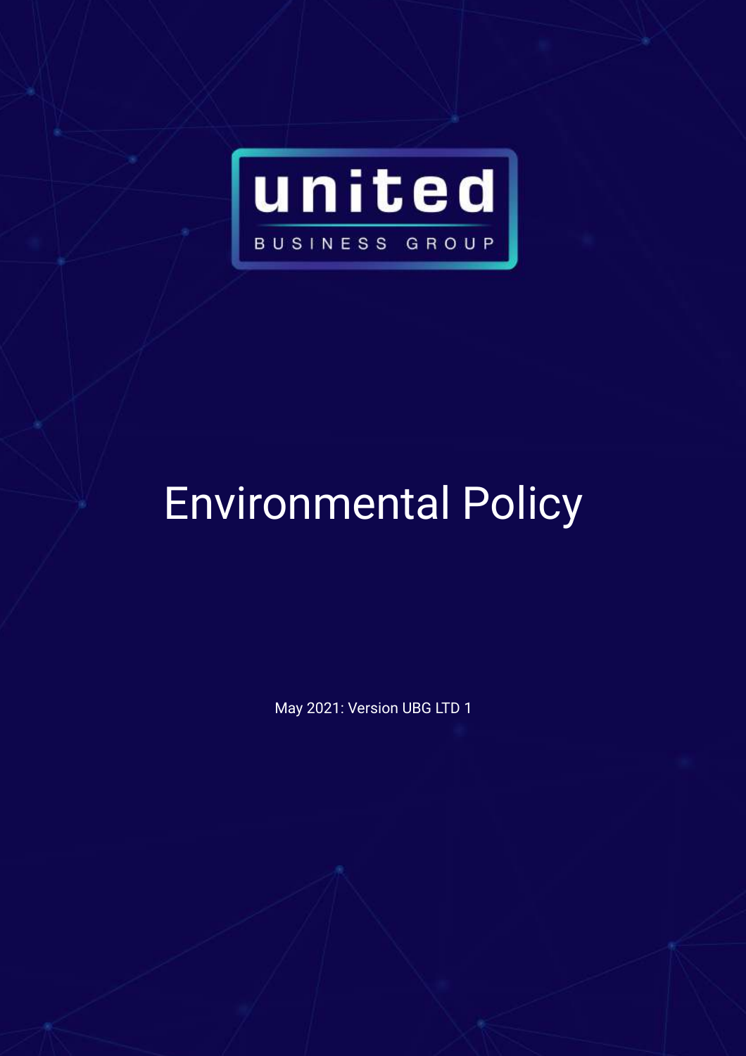united

BUSINESS GROUP

# Environmental Policy

May 2021: Version UBG LTD 1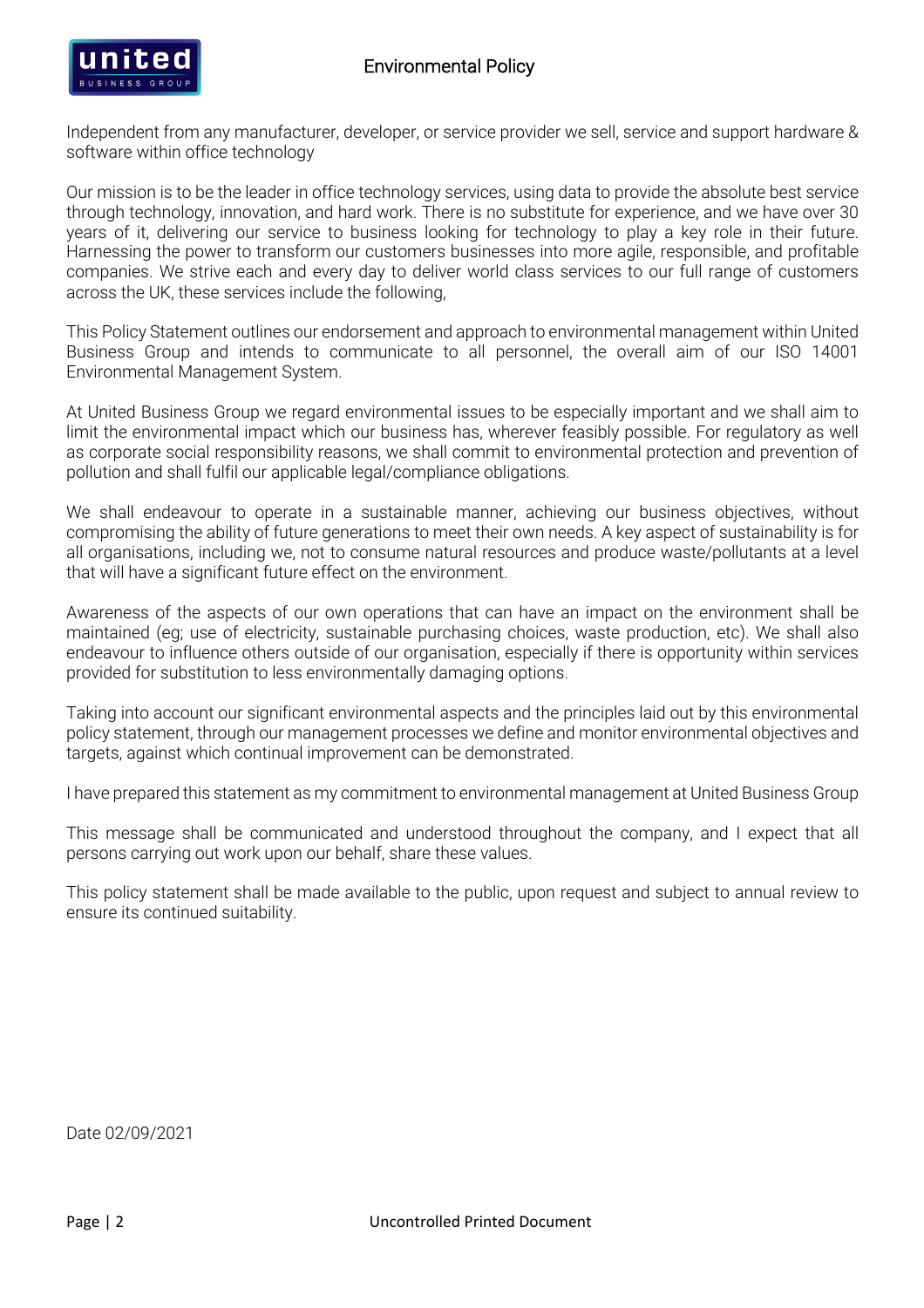# Environmental Policy

Independent from any manufacturer, developer, or service provider we sell, service and support hardware & software within office technology

Our mission is to be the leader in office technology services, using data to provide the absolute best service through technology, innovation, and hard work. There is no substitute for experience, and we have over 30 years of it, delivering our service to business looking for technology to play a key role in their future. Harnessing the power to transform our customers businesses into more agile, responsible, and profitable companies. We strive each and every day to deliver world class services to our full range of customers across the UK, these services include the following,

This Policy Statement outlines our endorsement and approach to environmental management within United Business Group and intends to communicate to all personnel, the overall aim of our ISO 14001 Environmental Management System.

At United Business Group we regard environmental issues to be especially important and we shall aim to limit the environmental impact which our business has, wherever feasibly possible. For regulatory as well as corporate social responsibility reasons, we shall commit to environmental protection and prevention of pollution and shall fulfil our applicable legal/compliance obligations.

We shall endeavour to operate in a sustainable manner, achieving our business objectives, without compromising the ability of future generations to meet their own needs. A key aspect of sustainability is for all organisations, including we, not to consume natural resources and produce waste/pollutants at a level that will have a significant future effect on the environment.

Awareness of the aspects of our own operations that can have an impact on the environment shall be maintained (eg; use of electricity, sustainable purchasing choices, waste production, etc). We shall also endeavour to influence others outside of our organisation, especially if there is opportunity within services provided for substitution to less environmentally damaging options.

Taking into account our significant environmental aspects and the principles laid out by this environmental policy statement, through our management processes we define and monitor environmental objectives and targets, against which continual improvement can be demonstrated.

I have prepared this statement as my commitment to environmental management at United Business Group

This message shall be communicated and understood throughout the company, and I expect that all persons carrying out work upon our behalf, share these values.

This policy statement shall be made available to the public, upon request and subject to annual review to ensure its continued suitability.

Date 02/09/2021

Uncontrolled Printed Document